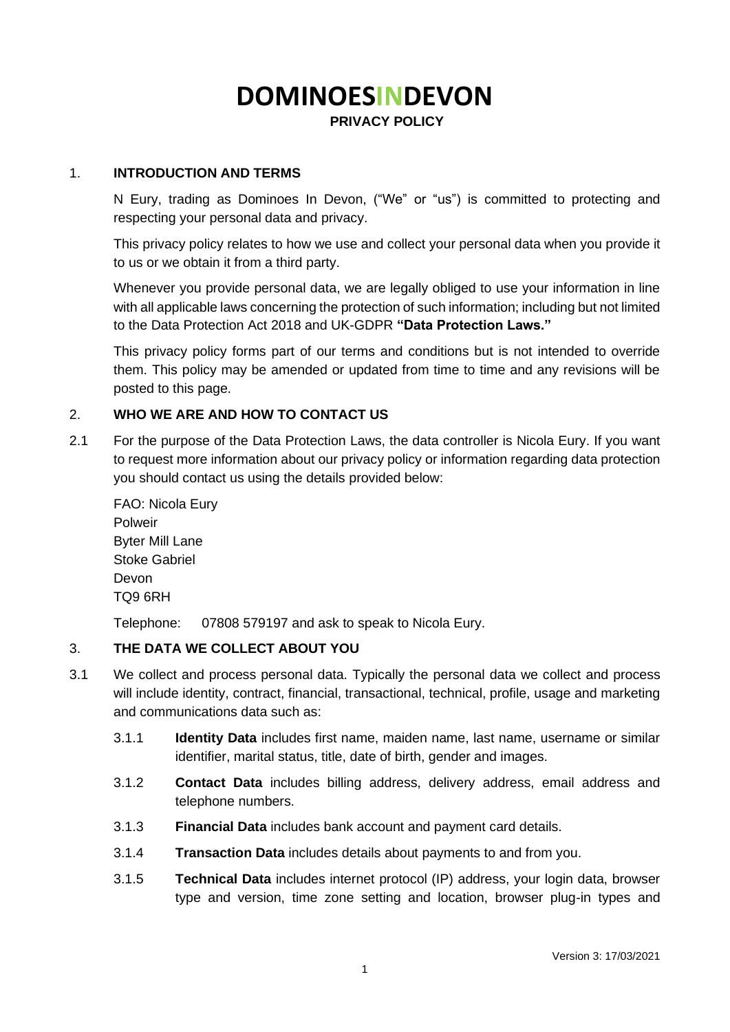# DOMINOESINDEVON

**PRIVACY POLICY**

## 1. INTRODUCTION AND TERMS

N Eury, trading as Dominoes In Devon, ("We" or "us") is committed to protecting and respecting your personal data and privacy.

This privacy policy relates to how we use and collect your personal data when you provide it to us or we obtain it from a third party.

Whenever you provide personal data, we are legally obliged to use your information in line with all applicable laws concerning the protection of such information; including but not limited to the Data Protection Act 2018 and UK-GDPR **"Data Protection Laws."**

This privacy policy forms part of our terms and conditions but is not intended to override them. This policy may be amended or updated from time to time and any revisions will be posted to this page.

## 2. WHO WE ARE AND HOW TO CONTACT US

2.1 For the purpose of the Data Protection Laws, the data controller is Nicola Eury. If you want to request more information about our privacy policy or information regarding data protection you should contact us using the details provided below:

FAO: Nicola Eury
Polweir
Byter Mill Lane
Stoke Gabriel
Devon
TQ9 6RH

Telephone: 07808 579197 and ask to speak to Nicola Eury.

## 3. THE DATA WE COLLECT ABOUT YOU

3.1 We collect and process personal data. Typically the personal data we collect and process will include identity, contract, financial, transactional, technical, profile, usage and marketing and communications data such as:

3.1.1 **Identity Data** includes first name, maiden name, last name, username or similar identifier, marital status, title, date of birth, gender and images.

3.1.2 **Contact Data** includes billing address, delivery address, email address and telephone numbers.

3.1.3 **Financial Data** includes bank account and payment card details.

3.1.4 **Transaction Data** includes details about payments to and from you.

3.1.5 **Technical Data** includes internet protocol (IP) address, your login data, browser type and version, time zone setting and location, browser plug-in types and

Version 3: 17/03/2021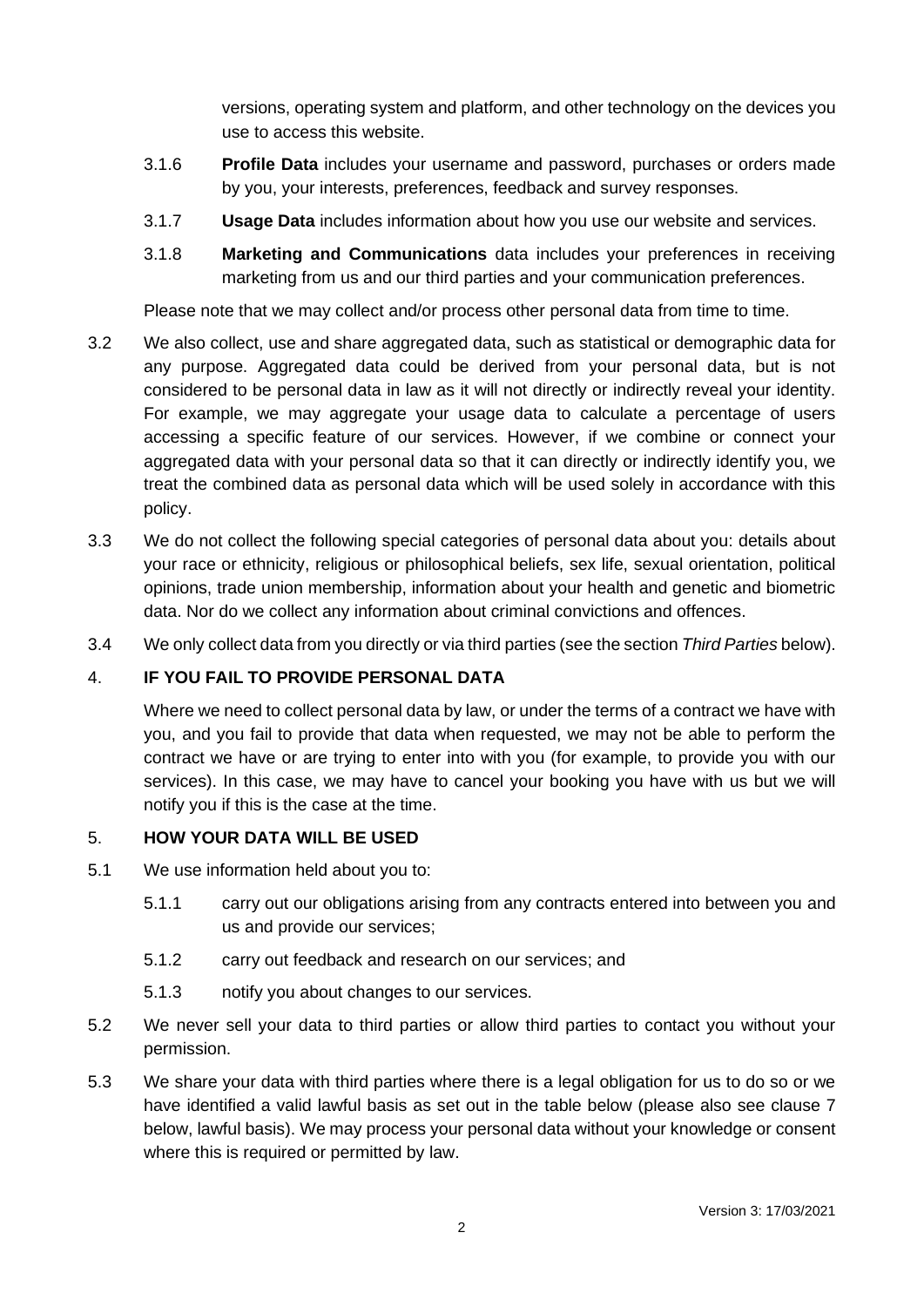versions, operating system and platform, and other technology on the devices you use to access this website.

3.1.6 **Profile Data** includes your username and password, purchases or orders made by you, your interests, preferences, feedback and survey responses.

3.1.7 **Usage Data** includes information about how you use our website and services.

3.1.8 **Marketing and Communications** data includes your preferences in receiving marketing from us and our third parties and your communication preferences.

Please note that we may collect and/or process other personal data from time to time.

3.2 We also collect, use and share aggregated data, such as statistical or demographic data for any purpose. Aggregated data could be derived from your personal data, but is not considered to be personal data in law as it will not directly or indirectly reveal your identity. For example, we may aggregate your usage data to calculate a percentage of users accessing a specific feature of our services. However, if we combine or connect your aggregated data with your personal data so that it can directly or indirectly identify you, we treat the combined data as personal data which will be used solely in accordance with this policy.

3.3 We do not collect the following special categories of personal data about you: details about your race or ethnicity, religious or philosophical beliefs, sex life, sexual orientation, political opinions, trade union membership, information about your health and genetic and biometric data. Nor do we collect any information about criminal convictions and offences.

3.4 We only collect data from you directly or via third parties (see the section *Third Parties* below).

## 4. IF YOU FAIL TO PROVIDE PERSONAL DATA

Where we need to collect personal data by law, or under the terms of a contract we have with you, and you fail to provide that data when requested, we may not be able to perform the contract we have or are trying to enter into with you (for example, to provide you with our services). In this case, we may have to cancel your booking you have with us but we will notify you if this is the case at the time.

## 5. HOW YOUR DATA WILL BE USED

5.1 We use information held about you to:

5.1.1 carry out our obligations arising from any contracts entered into between you and us and provide our services;

5.1.2 carry out feedback and research on our services; and

5.1.3 notify you about changes to our services.

5.2 We never sell your data to third parties or allow third parties to contact you without your permission.

5.3 We share your data with third parties where there is a legal obligation for us to do so or we have identified a valid lawful basis as set out in the table below (please also see clause 7 below, lawful basis). We may process your personal data without your knowledge or consent where this is required or permitted by law.

Version 3: 17/03/2021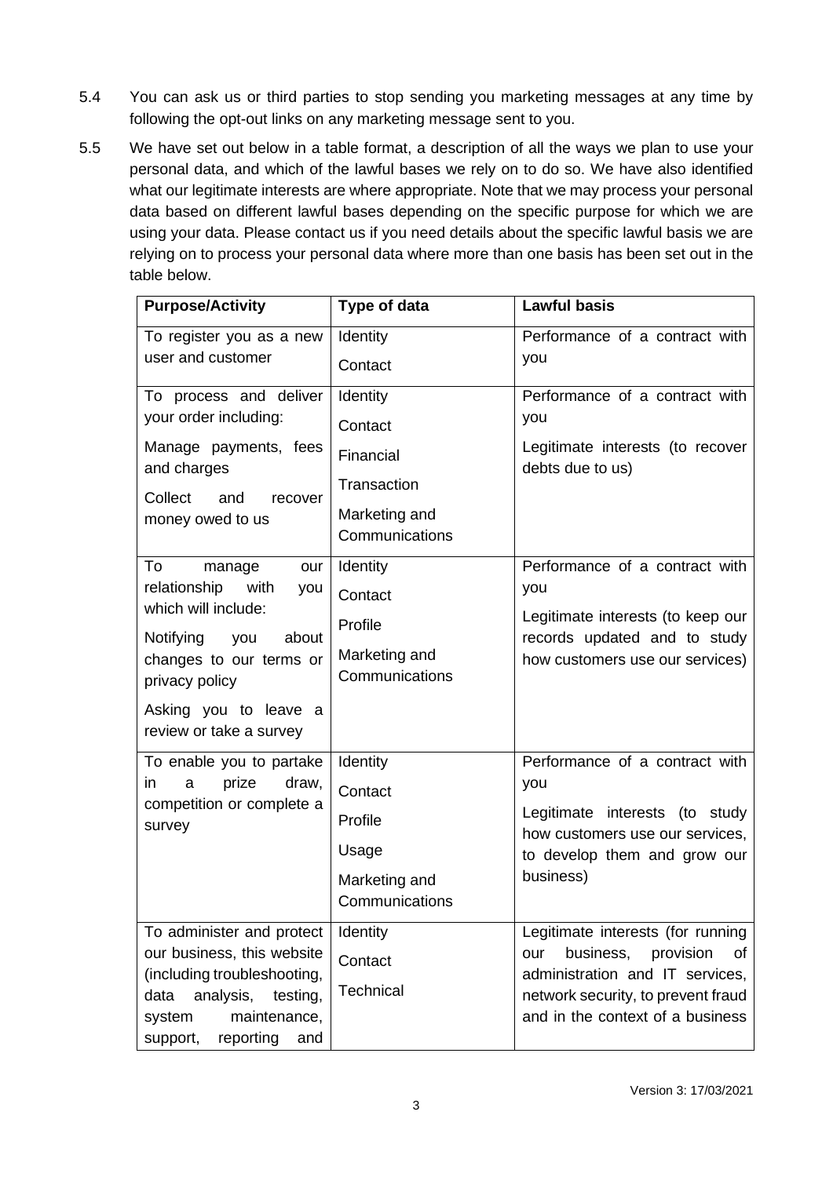5.4 You can ask us or third parties to stop sending you marketing messages at any time by following the opt-out links on any marketing message sent to you.

5.5 We have set out below in a table format, a description of all the ways we plan to use your personal data, and which of the lawful bases we rely on to do so. We have also identified what our legitimate interests are where appropriate. Note that we may process your personal data based on different lawful bases depending on the specific purpose for which we are using your data. Please contact us if you need details about the specific lawful basis we are relying on to process your personal data where more than one basis has been set out in the table below.

| **Purpose/Activity** | **Type of data** | **Lawful basis** |
|---|---|---|
| To register you as a new user and customer | Identity<br>Contact | Performance of a contract with you |
| To process and deliver your order including:<br>Manage payments, fees and charges<br>Collect and recover money owed to us | Identity<br>Contact<br>Financial<br>Transaction<br>Marketing and Communications | Performance of a contract with you<br>Legitimate interests (to recover debts due to us) |
| To manage our relationship with you which will include:<br>Notifying you about changes to our terms or privacy policy<br>Asking you to leave a review or take a survey | Identity<br>Contact<br>Profile<br>Marketing and Communications | Performance of a contract with you<br>Legitimate interests (to keep our records updated and to study how customers use our services) |
| To enable you to partake in a prize draw, competition or complete a survey | Identity<br>Contact<br>Profile<br>Usage<br>Marketing and Communications | Performance of a contract with you<br>Legitimate interests (to study how customers use our services, to develop them and grow our business) |
| To administer and protect our business, this website (including troubleshooting, data analysis, testing, system maintenance, support, reporting and | Identity<br>Contact<br>Technical | Legitimate interests (for running our business, provision of administration and IT services, network security, to prevent fraud and in the context of a business |

Version 3: 17/03/2021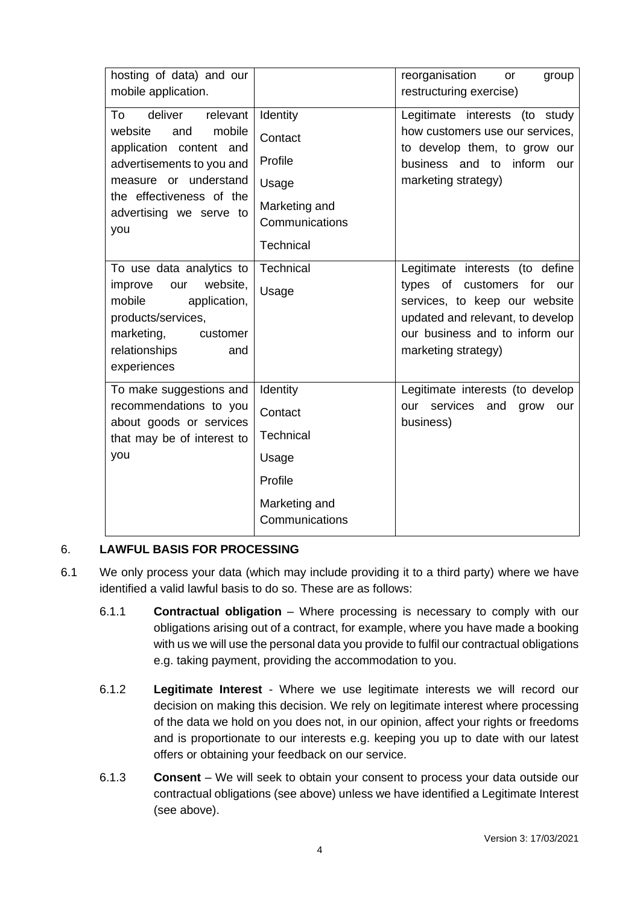| | | |
|---|---|---|
| hosting of data) and our mobile application. | | reorganisation or group restructuring exercise) |
| To deliver relevant website and mobile application content and advertisements to you and measure or understand the effectiveness of the advertising we serve to you | Identity<br>Contact<br>Profile<br>Usage<br>Marketing and Communications<br>Technical | Legitimate interests (to study how customers use our services, to develop them, to grow our business and to inform our marketing strategy) |
| To use data analytics to improve our website, mobile application, products/services, marketing, customer relationships and experiences | Technical<br>Usage | Legitimate interests (to define types of customers for our services, to keep our website updated and relevant, to develop our business and to inform our marketing strategy) |
| To make suggestions and recommendations to you about goods or services that may be of interest to you | Identity<br>Contact<br>Technical<br>Usage<br>Profile<br>Marketing and Communications | Legitimate interests (to develop our services and grow our business) |

6. **LAWFUL BASIS FOR PROCESSING**

6.1 We only process your data (which may include providing it to a third party) where we have identified a valid lawful basis to do so. These are as follows:

6.1.1 **Contractual obligation** – Where processing is necessary to comply with our obligations arising out of a contract, for example, where you have made a booking with us we will use the personal data you provide to fulfil our contractual obligations e.g. taking payment, providing the accommodation to you.

6.1.2 **Legitimate Interest** - Where we use legitimate interests we will record our decision on making this decision. We rely on legitimate interest where processing of the data we hold on you does not, in our opinion, affect your rights or freedoms and is proportionate to our interests e.g. keeping you up to date with our latest offers or obtaining your feedback on our service.

6.1.3 **Consent** – We will seek to obtain your consent to process your data outside our contractual obligations (see above) unless we have identified a Legitimate Interest (see above).

Version 3: 17/03/2021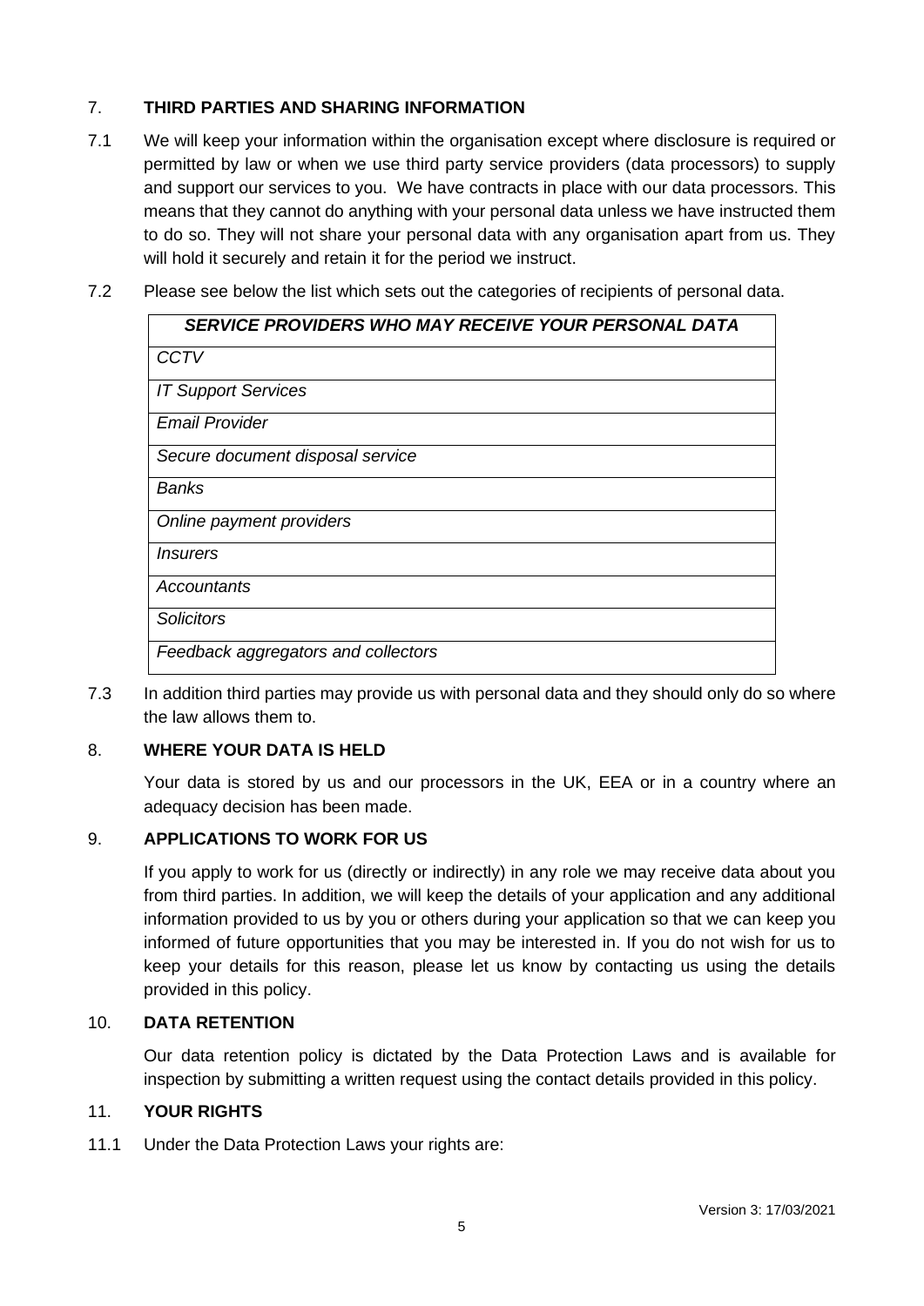## 7. **THIRD PARTIES AND SHARING INFORMATION**

7.1 We will keep your information within the organisation except where disclosure is required or permitted by law or when we use third party service providers (data processors) to supply and support our services to you. We have contracts in place with our data processors. This means that they cannot do anything with your personal data unless we have instructed them to do so. They will not share your personal data with any organisation apart from us. They will hold it securely and retain it for the period we instruct.

7.2 Please see below the list which sets out the categories of recipients of personal data.

| ***SERVICE PROVIDERS WHO MAY RECEIVE YOUR PERSONAL DATA*** |
|---|
| *CCTV* |
| *IT Support Services* |
| *Email Provider* |
| *Secure document disposal service* |
| *Banks* |
| *Online payment providers* |
| *Insurers* |
| *Accountants* |
| *Solicitors* |
| *Feedback aggregators and collectors* |

7.3 In addition third parties may provide us with personal data and they should only do so where the law allows them to.

## 8. **WHERE YOUR DATA IS HELD**

Your data is stored by us and our processors in the UK, EEA or in a country where an adequacy decision has been made.

## 9. **APPLICATIONS TO WORK FOR US**

If you apply to work for us (directly or indirectly) in any role we may receive data about you from third parties. In addition, we will keep the details of your application and any additional information provided to us by you or others during your application so that we can keep you informed of future opportunities that you may be interested in. If you do not wish for us to keep your details for this reason, please let us know by contacting us using the details provided in this policy.

## 10. **DATA RETENTION**

Our data retention policy is dictated by the Data Protection Laws and is available for inspection by submitting a written request using the contact details provided in this policy.

## 11. **YOUR RIGHTS**

11.1 Under the Data Protection Laws your rights are: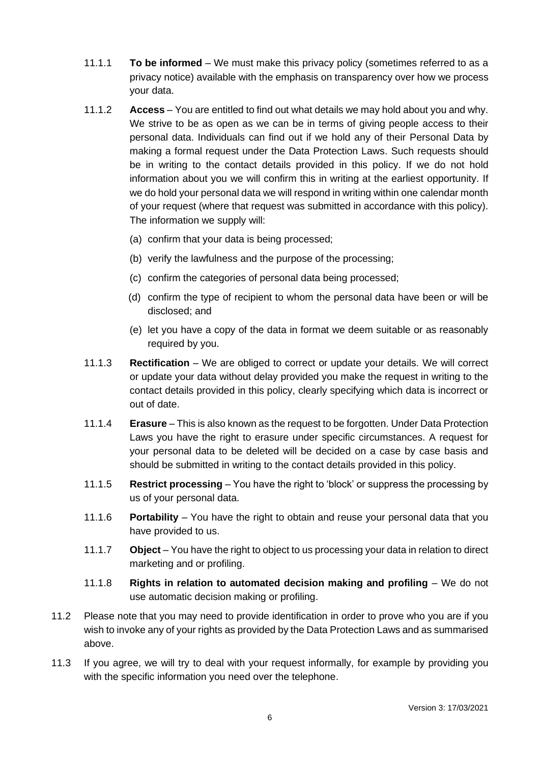11.1.1 **To be informed** – We must make this privacy policy (sometimes referred to as a privacy notice) available with the emphasis on transparency over how we process your data.

11.1.2 **Access** – You are entitled to find out what details we may hold about you and why. We strive to be as open as we can be in terms of giving people access to their personal data. Individuals can find out if we hold any of their Personal Data by making a formal request under the Data Protection Laws. Such requests should be in writing to the contact details provided in this policy. If we do not hold information about you we will confirm this in writing at the earliest opportunity. If we do hold your personal data we will respond in writing within one calendar month of your request (where that request was submitted in accordance with this policy). The information we supply will:

(a) confirm that your data is being processed;

(b) verify the lawfulness and the purpose of the processing;

(c) confirm the categories of personal data being processed;

(d) confirm the type of recipient to whom the personal data have been or will be disclosed; and

(e) let you have a copy of the data in format we deem suitable or as reasonably required by you.

11.1.3 **Rectification** – We are obliged to correct or update your details. We will correct or update your data without delay provided you make the request in writing to the contact details provided in this policy, clearly specifying which data is incorrect or out of date.

11.1.4 **Erasure** – This is also known as the request to be forgotten. Under Data Protection Laws you have the right to erasure under specific circumstances. A request for your personal data to be deleted will be decided on a case by case basis and should be submitted in writing to the contact details provided in this policy.

11.1.5 **Restrict processing** – You have the right to 'block' or suppress the processing by us of your personal data.

11.1.6 **Portability** – You have the right to obtain and reuse your personal data that you have provided to us.

11.1.7 **Object** – You have the right to object to us processing your data in relation to direct marketing and or profiling.

11.1.8 **Rights in relation to automated decision making and profiling** – We do not use automatic decision making or profiling.

11.2 Please note that you may need to provide identification in order to prove who you are if you wish to invoke any of your rights as provided by the Data Protection Laws and as summarised above.

11.3 If you agree, we will try to deal with your request informally, for example by providing you with the specific information you need over the telephone.

Version 3: 17/03/2021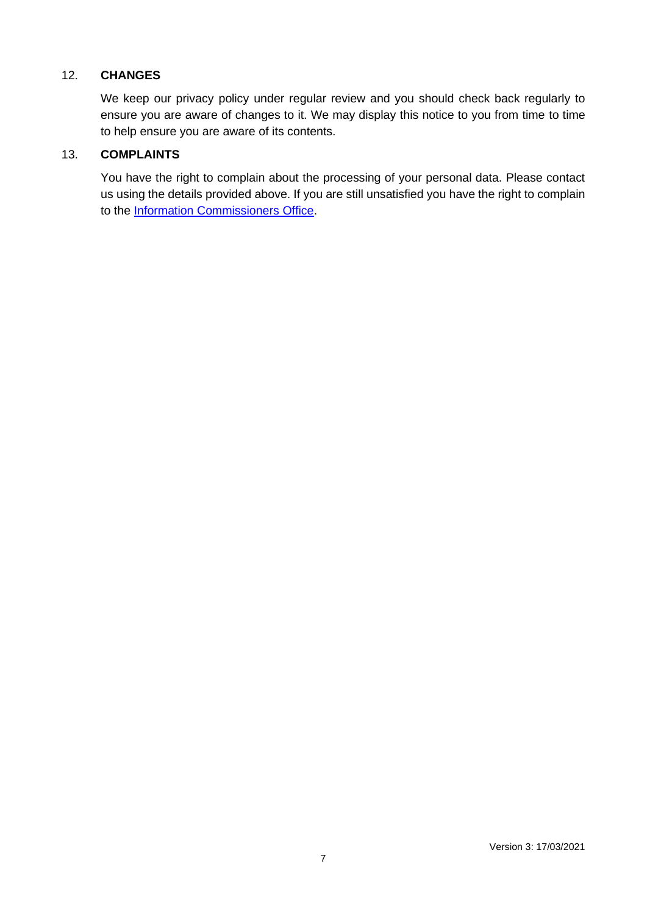## 12. CHANGES

We keep our privacy policy under regular review and you should check back regularly to ensure you are aware of changes to it. We may display this notice to you from time to time to help ensure you are aware of its contents.

## 13. COMPLAINTS

You have the right to complain about the processing of your personal data. Please contact us using the details provided above. If you are still unsatisfied you have the right to complain to the Information Commissioners Office.

Version 3: 17/03/2021